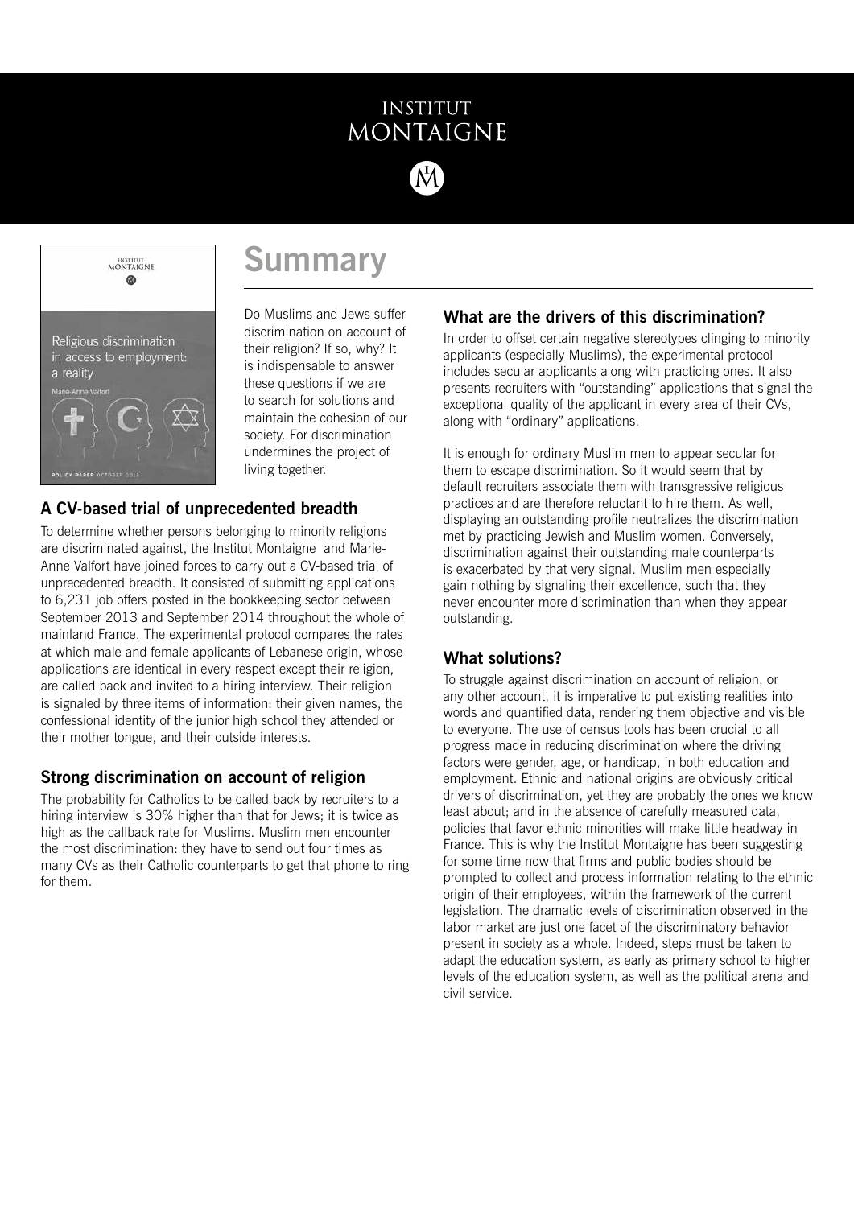# INSTITUT MONTAIGNE

# Summary

Do Muslims and Jews suffer discrimination on account of their religion? If so, why? It is indispensable to answer these questions if we are to search for solutions and maintain the cohesion of our society. For discrimination undermines the project of living together.

## A CV-based trial of unprecedented breadth

To determine whether persons belonging to minority religions are discriminated against, the Institut Montaigne and Marie-Anne Valfort have joined forces to carry out a CV-based trial of unprecedented breadth. It consisted of submitting applications to 6,231 job offers posted in the bookkeeping sector between September 2013 and September 2014 throughout the whole of mainland France. The experimental protocol compares the rates at which male and female applicants of Lebanese origin, whose applications are identical in every respect except their religion, are called back and invited to a hiring interview. Their religion is signaled by three items of information: their given names, the confessional identity of the junior high school they attended or their mother tongue, and their outside interests.

## Strong discrimination on account of religion

The probability for Catholics to be called back by recruiters to a hiring interview is 30% higher than that for Jews; it is twice as high as the callback rate for Muslims. Muslim men encounter the most discrimination: they have to send out four times as many CVs as their Catholic counterparts to get that phone to ring for them.

## What are the drivers of this discrimination?

In order to offset certain negative stereotypes clinging to minority applicants (especially Muslims), the experimental protocol includes secular applicants along with practicing ones. It also presents recruiters with "outstanding" applications that signal the exceptional quality of the applicant in every area of their CVs, along with "ordinary" applications.

It is enough for ordinary Muslim men to appear secular for them to escape discrimination. So it would seem that by default recruiters associate them with transgressive religious practices and are therefore reluctant to hire them. As well, displaying an outstanding profile neutralizes the discrimination met by practicing Jewish and Muslim women. Conversely, discrimination against their outstanding male counterparts is exacerbated by that very signal. Muslim men especially gain nothing by signaling their excellence, such that they never encounter more discrimination than when they appear outstanding.

## What solutions?

To struggle against discrimination on account of religion, or any other account, it is imperative to put existing realities into words and quantified data, rendering them objective and visible to everyone. The use of census tools has been crucial to all progress made in reducing discrimination where the driving factors were gender, age, or handicap, in both education and employment. Ethnic and national origins are obviously critical drivers of discrimination, yet they are probably the ones we know least about; and in the absence of carefully measured data, policies that favor ethnic minorities will make little headway in France. This is why the Institut Montaigne has been suggesting for some time now that firms and public bodies should be prompted to collect and process information relating to the ethnic origin of their employees, within the framework of the current legislation. The dramatic levels of discrimination observed in the labor market are just one facet of the discriminatory behavior present in society as a whole. Indeed, steps must be taken to adapt the education system, as early as primary school to higher levels of the education system, as well as the political arena and civil service.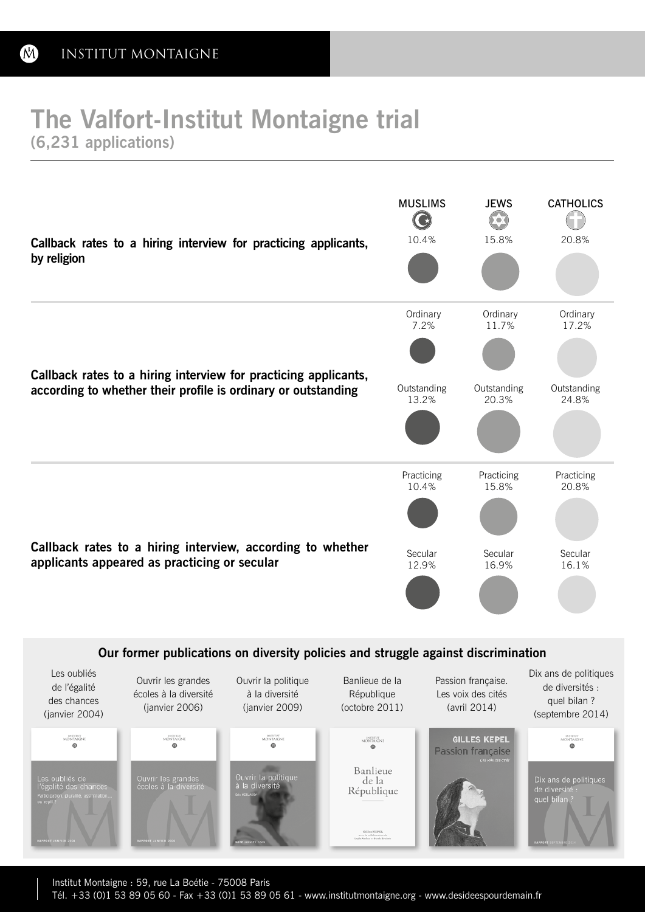# The Valfort-Institut Montaigne trial

**(6,231 applications)**

MUSLIMS | JEWS | CATHOLICS

**Callback rates to a hiring interview for practicing applicants, by religion**

10.4% | 15.8% | 20.8%

**Callback rates to a hiring interview for practicing applicants, according to whether their profile is ordinary or outstanding**

Ordinary 7.2% | Ordinary 11.7% | Ordinary 17.2%

Outstanding 13.2% | Outstanding 20.3% | Outstanding 24.8%

**Callback rates to a hiring interview, according to whether applicants appeared as practicing or secular**

Practicing 10.4% | Practicing 15.8% | Practicing 20.8%

Secular 12.9% | Secular 16.9% | Secular 16.1%

## Our former publications on diversity policies and struggle against discrimination

- Les oubliés de l'égalité des chances (janvier 2004)
- Ouvrir les grandes écoles à la diversité (janvier 2006)
- Ouvrir la politique à la diversité (janvier 2009)
- Banlieue de la République (octobre 2011)
- Passion française. Les voix des cités (avril 2014)
- Dix ans de politiques de diversités : quel bilan ? (septembre 2014)

Institut Montaigne : 59, rue La Boétie - 75008 Paris
Tél. +33 (0)1 53 89 05 60 - Fax +33 (0)1 53 89 05 61 - www.institutmontaigne.org - www.desideespourdemain.fr